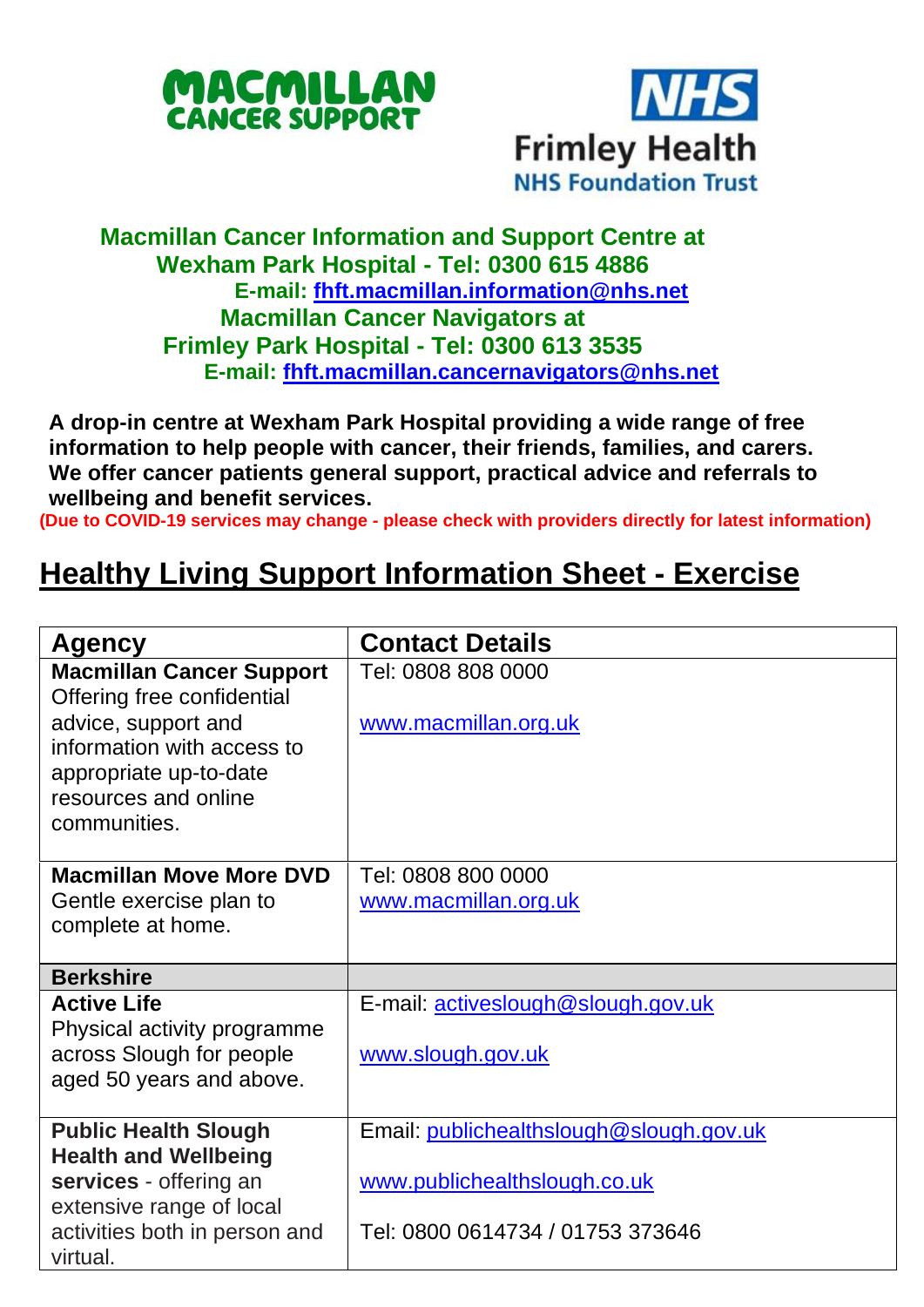**MACMILLAN CANCER SUPPORT**

**NHS Frimley Health NHS Foundation Trust**

**Macmillan Cancer Information and Support Centre at Wexham Park Hospital - Tel: 0300 615 4886**
**E-mail: fhft.macmillan.information@nhs.net**
**Macmillan Cancer Navigators at Frimley Park Hospital - Tel: 0300 613 3535**
**E-mail: fhft.macmillan.cancernavigators@nhs.net**

**A drop-in centre at Wexham Park Hospital providing a wide range of free information to help people with cancer, their friends, families, and carers. We offer cancer patients general support, practical advice and referrals to wellbeing and benefit services.**
**(Due to COVID-19 services may change - please check with providers directly for latest information)**

# Healthy Living Support Information Sheet - Exercise

| Agency | Contact Details |
|---|---|
| **Macmillan Cancer Support** Offering free confidential advice, support and information with access to appropriate up-to-date resources and online communities. | Tel: 0808 808 0000<br><br>www.macmillan.org.uk |
| **Macmillan Move More DVD** Gentle exercise plan to complete at home. | Tel: 0808 800 0000<br>www.macmillan.org.uk |
| **Berkshire** | |
| **Active Life** Physical activity programme across Slough for people aged 50 years and above. | E-mail: activeslough@slough.gov.uk<br><br>www.slough.gov.uk |
| **Public Health Slough Health and Wellbeing services** - offering an extensive range of local activities both in person and virtual. | Email: publichealthslough@slough.gov.uk<br><br>www.publichealthslough.co.uk<br><br>Tel: 0800 0614734 / 01753 373646 |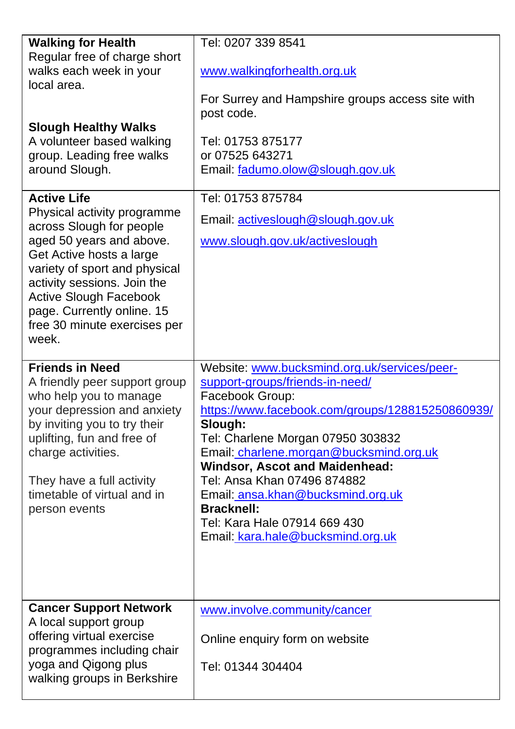| | |
|---|---|
| **Walking for Health**<br>Regular free of charge short walks each week in your local area.<br><br>**Slough Healthy Walks**<br>A volunteer based walking group. Leading free walks around Slough. | Tel: 0207 339 8541<br><br>www.walkingforhealth.org.uk<br><br>For Surrey and Hampshire groups access site with post code.<br><br>Tel: 01753 875177<br>or 07525 643271<br>Email: fadumo.olow@slough.gov.uk |
| **Active Life**<br>Physical activity programme across Slough for people aged 50 years and above. Get Active hosts a large variety of sport and physical activity sessions. Join the Active Slough Facebook page. Currently online. 15 free 30 minute exercises per week. | Tel: 01753 875784<br><br>Email: activeslough@slough.gov.uk<br><br>www.slough.gov.uk/activeslough |
| **Friends in Need**<br>A friendly peer support group who help you to manage your depression and anxiety by inviting you to try their uplifting, fun and free of charge activities.<br><br>They have a full activity timetable of virtual and in person events | Website: www.bucksmind.org.uk/services/peer-support-groups/friends-in-need/<br>Facebook Group:<br>https://www.facebook.com/groups/128815250860939/<br>**Slough:**<br>Tel: Charlene Morgan 07950 303832<br>Email: charlene.morgan@bucksmind.org.uk<br>**Windsor, Ascot and Maidenhead:**<br>Tel: Ansa Khan 07496 874882<br>Email: ansa.khan@bucksmind.org.uk<br>**Bracknell:**<br>Tel: Kara Hale 07914 669 430<br>Email: kara.hale@bucksmind.org.uk |
| **Cancer Support Network**<br>A local support group offering virtual exercise programmes including chair yoga and Qigong plus walking groups in Berkshire | www.involve.community/cancer<br><br>Online enquiry form on website<br><br>Tel: 01344 304404 |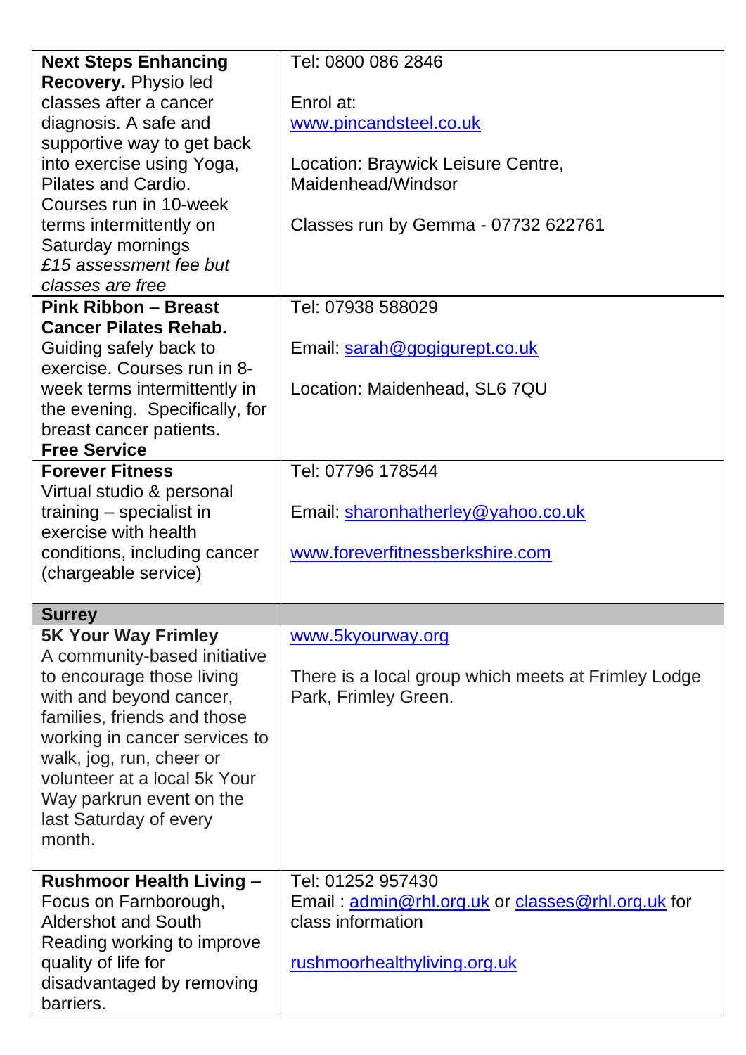| | |
|---|---|
| **Next Steps Enhancing Recovery.** Physio led classes after a cancer diagnosis. A safe and supportive way to get back into exercise using Yoga, Pilates and Cardio. Courses run in 10-week terms intermittently on Saturday mornings *£15 assessment fee but classes are free* | Tel: 0800 086 2846<br><br>Enrol at:<br>www.pincandsteel.co.uk<br><br>Location: Braywick Leisure Centre, Maidenhead/Windsor<br><br>Classes run by Gemma - 07732 622761 |
| **Pink Ribbon – Breast Cancer Pilates Rehab.** Guiding safely back to exercise. Courses run in 8-week terms intermittently in the evening. Specifically, for breast cancer patients. **Free Service** | Tel: 07938 588029<br><br>Email: sarah@gogigurept.co.uk<br><br>Location: Maidenhead, SL6 7QU |
| **Forever Fitness** Virtual studio & personal training – specialist in exercise with health conditions, including cancer (chargeable service) | Tel: 07796 178544<br><br>Email: sharonhatherley@yahoo.co.uk<br><br>www.foreverfitnessberkshire.com |
| **Surrey** | |
| **5K Your Way Frimley** A community-based initiative to encourage those living with and beyond cancer, families, friends and those working in cancer services to walk, jog, run, cheer or volunteer at a local 5k Your Way parkrun event on the last Saturday of every month. | www.5kyourway.org<br><br>There is a local group which meets at Frimley Lodge Park, Frimley Green. |
| **Rushmoor Health Living –** Focus on Farnborough, Aldershot and South Reading working to improve quality of life for disadvantaged by removing barriers. | Tel: 01252 957430<br>Email : admin@rhl.org.uk or classes@rhl.org.uk for class information<br><br>rushmoorhealthyliving.org.uk |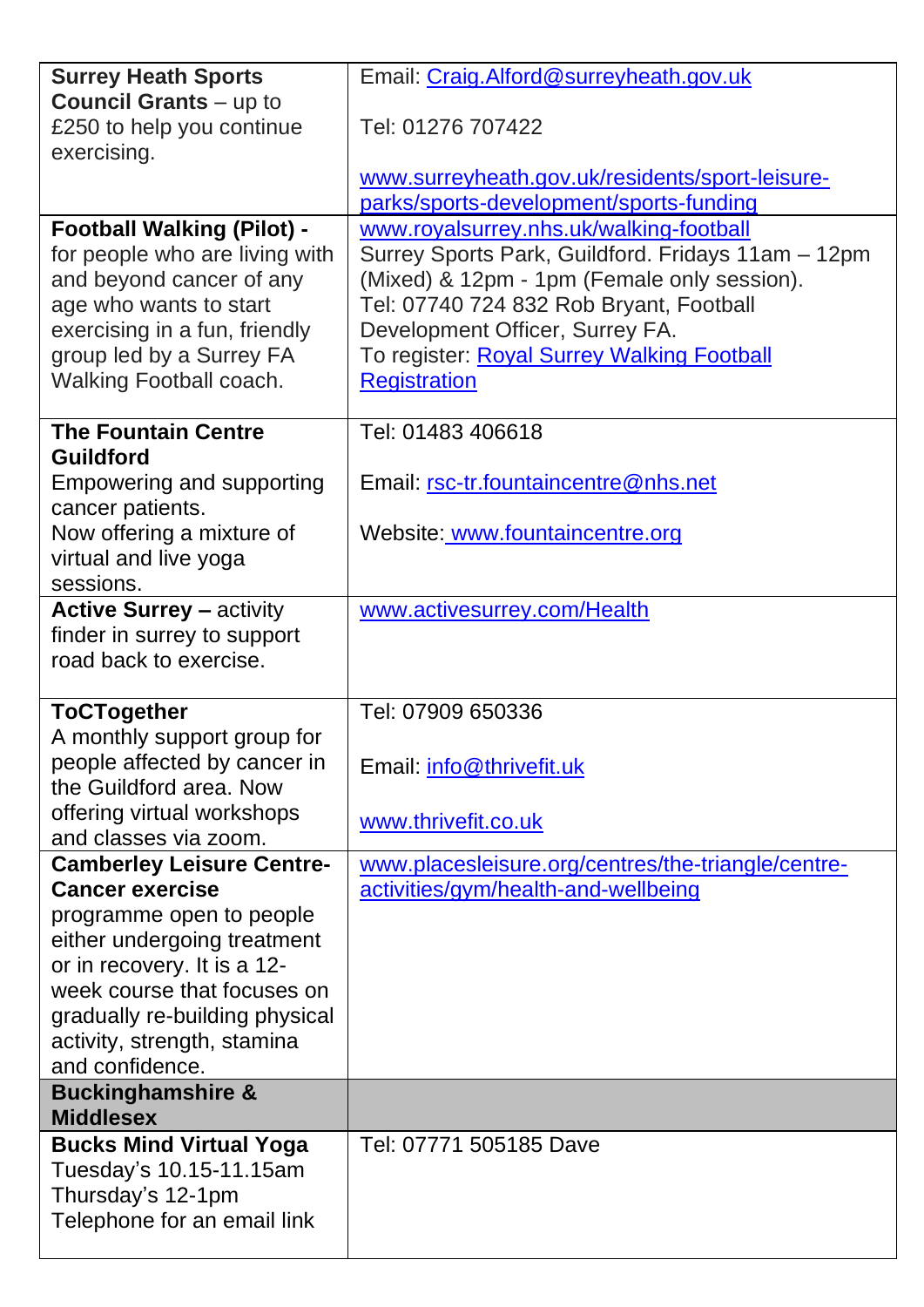| | |
|---|---|
| **Surrey Heath Sports Council Grants** – up to £250 to help you continue exercising. | Email: Craig.Alford@surreyheath.gov.uk<br><br>Tel: 01276 707422<br><br>www.surreyheath.gov.uk/residents/sport-leisure-parks/sports-development/sports-funding |
| **Football Walking (Pilot) -** for people who are living with and beyond cancer of any age who wants to start exercising in a fun, friendly group led by a Surrey FA Walking Football coach. | www.royalsurrey.nhs.uk/walking-football<br>Surrey Sports Park, Guildford. Fridays 11am – 12pm (Mixed) & 12pm - 1pm (Female only session).<br>Tel: 07740 724 832 Rob Bryant, Football Development Officer, Surrey FA.<br>To register: Royal Surrey Walking Football Registration |
| **The Fountain Centre Guildford**<br>Empowering and supporting cancer patients.<br>Now offering a mixture of virtual and live yoga sessions. | Tel: 01483 406618<br><br>Email: rsc-tr.fountaincentre@nhs.net<br><br>Website: www.fountaincentre.org |
| **Active Surrey –** activity finder in surrey to support road back to exercise. | www.activesurrey.com/Health |
| **ToCTogether**<br>A monthly support group for people affected by cancer in the Guildford area. Now offering virtual workshops and classes via zoom. | Tel: 07909 650336<br><br>Email: info@thrivefit.uk<br><br>www.thrivefit.co.uk |
| **Camberley Leisure Centre- Cancer exercise** programme open to people either undergoing treatment or in recovery. It is a 12-week course that focuses on gradually re-building physical activity, strength, stamina and confidence. | www.placesleisure.org/centres/the-triangle/centre-activities/gym/health-and-wellbeing |
| **Buckinghamshire & Middlesex** | |
| **Bucks Mind Virtual Yoga**<br>Tuesday's 10.15-11.15am<br>Thursday's 12-1pm<br>Telephone for an email link | Tel: 07771 505185 Dave |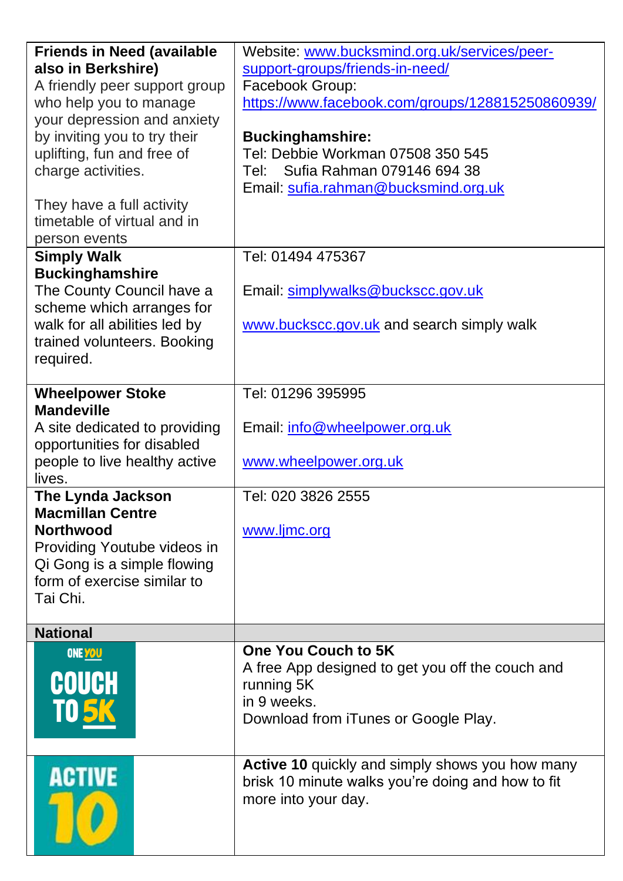| | |
|---|---|
| **Friends in Need (available also in Berkshire)** A friendly peer support group who help you to manage your depression and anxiety by inviting you to try their uplifting, fun and free of charge activities. They have a full activity timetable of virtual and in person events | Website: www.bucksmind.org.uk/services/peer-support-groups/friends-in-need/ Facebook Group: https://www.facebook.com/groups/128815250860939/ **Buckinghamshire:** Tel: Debbie Workman 07508 350 545 Tel: Sufia Rahman 079146 694 38 Email: sufia.rahman@bucksmind.org.uk |
| **Simply Walk Buckinghamshire** The County Council have a scheme which arranges for walk for all abilities led by trained volunteers. Booking required. | Tel: 01494 475367 Email: simplywalks@buckscc.gov.uk www.buckscc.gov.uk and search simply walk |
| **Wheelpower Stoke Mandeville** A site dedicated to providing opportunities for disabled people to live healthy active lives. | Tel: 01296 395995 Email: info@wheelpower.org.uk www.wheelpower.org.uk |
| **The Lynda Jackson Macmillan Centre Northwood** Providing Youtube videos in Qi Gong is a simple flowing form of exercise similar to Tai Chi. | Tel: 020 3826 2555 www.ljmc.org |
| **National** | |
| ONE YOU COUCH TO 5K | **One You Couch to 5K** A free App designed to get you off the couch and running 5K in 9 weeks. Download from iTunes or Google Play. |
| ACTIVE 10 | **Active 10** quickly and simply shows you how many brisk 10 minute walks you're doing and how to fit more into your day. |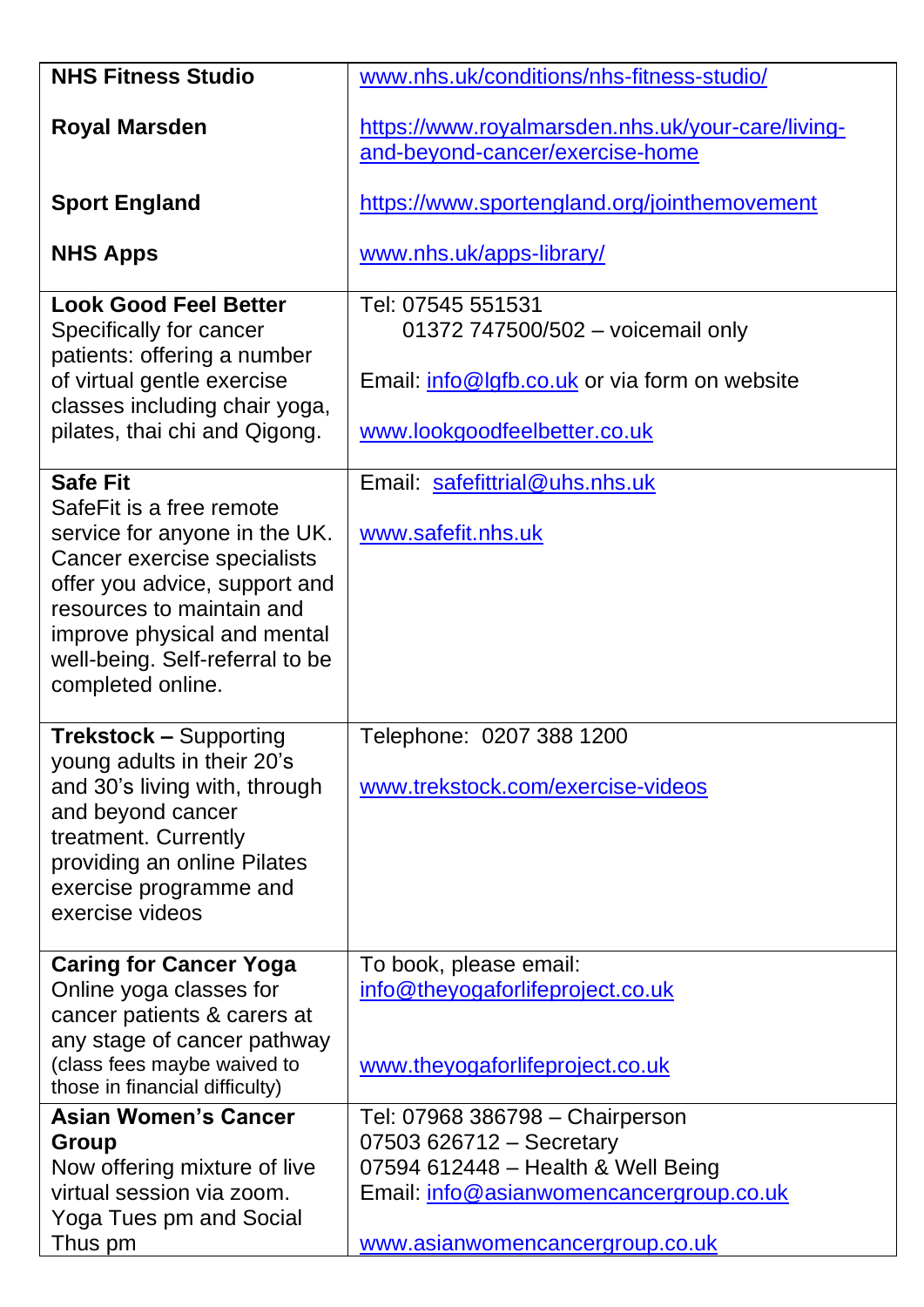| | |
|---|---|
| **NHS Fitness Studio**<br><br>**Royal Marsden**<br><br>**Sport England**<br><br>**NHS Apps** | www.nhs.uk/conditions/nhs-fitness-studio/<br><br>https://www.royalmarsden.nhs.uk/your-care/living-and-beyond-cancer/exercise-home<br><br>https://www.sportengland.org/jointhemovement<br><br>www.nhs.uk/apps-library/ |
| **Look Good Feel Better**<br>Specifically for cancer patients: offering a number of virtual gentle exercise classes including chair yoga, pilates, thai chi and Qigong. | Tel: 07545 551531<br>01372 747500/502 – voicemail only<br><br>Email: info@lgfb.co.uk or via form on website<br><br>www.lookgoodfeelbetter.co.uk |
| **Safe Fit**<br>SafeFit is a free remote service for anyone in the UK. Cancer exercise specialists offer you advice, support and resources to maintain and improve physical and mental well-being. Self-referral to be completed online. | Email: safefittrial@uhs.nhs.uk<br><br>www.safefit.nhs.uk |
| **Trekstock –** Supporting young adults in their 20's and 30's living with, through and beyond cancer treatment. Currently providing an online Pilates exercise programme and exercise videos | Telephone: 0207 388 1200<br><br>www.trekstock.com/exercise-videos |
| **Caring for Cancer Yoga**<br>Online yoga classes for cancer patients & carers at any stage of cancer pathway<br>(class fees maybe waived to those in financial difficulty) | To book, please email:<br>info@theyogaforlifeproject.co.uk<br><br>www.theyogaforlifeproject.co.uk |
| **Asian Women's Cancer Group**<br>Now offering mixture of live virtual session via zoom. Yoga Tues pm and Social Thus pm | Tel: 07968 386798 – Chairperson<br>07503 626712 – Secretary<br>07594 612448 – Health & Well Being<br>Email: info@asianwomencancergroup.co.uk<br><br>www.asianwomencancergroup.co.uk |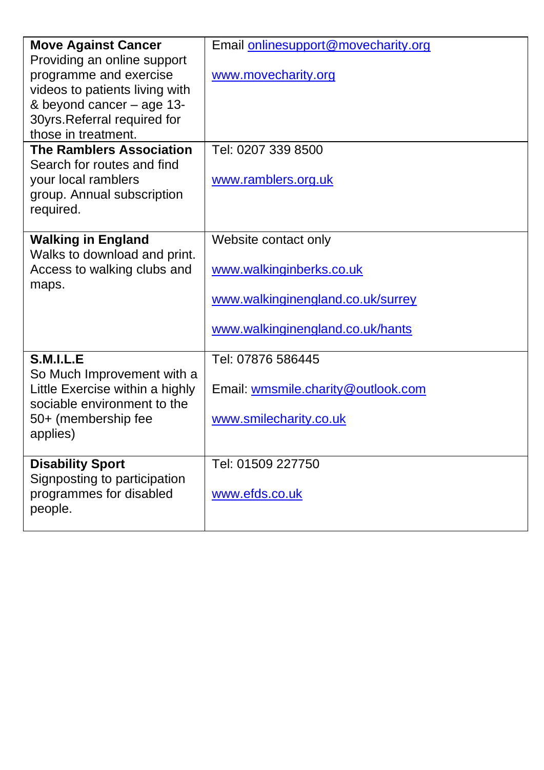| | |
|---|---|
| **Move Against Cancer** Providing an online support programme and exercise videos to patients living with & beyond cancer – age 13-30yrs.Referral required for those in treatment. | Email onlinesupport@movecharity.org<br><br>www.movecharity.org |
| **The Ramblers Association** Search for routes and find your local ramblers group. Annual subscription required. | Tel: 0207 339 8500<br><br>www.ramblers.org.uk |
| **Walking in England** Walks to download and print. Access to walking clubs and maps. | Website contact only<br><br>www.walkinginberks.co.uk<br><br>www.walkinginengland.co.uk/surrey<br><br>www.walkinginengland.co.uk/hants |
| **S.M.I.L.E** So Much Improvement with a Little Exercise within a highly sociable environment to the 50+ (membership fee applies) | Tel: 07876 586445<br><br>Email: wmsmile.charity@outlook.com<br><br>www.smilecharity.co.uk |
| **Disability Sport** Signposting to participation programmes for disabled people. | Tel: 01509 227750<br><br>www.efds.co.uk |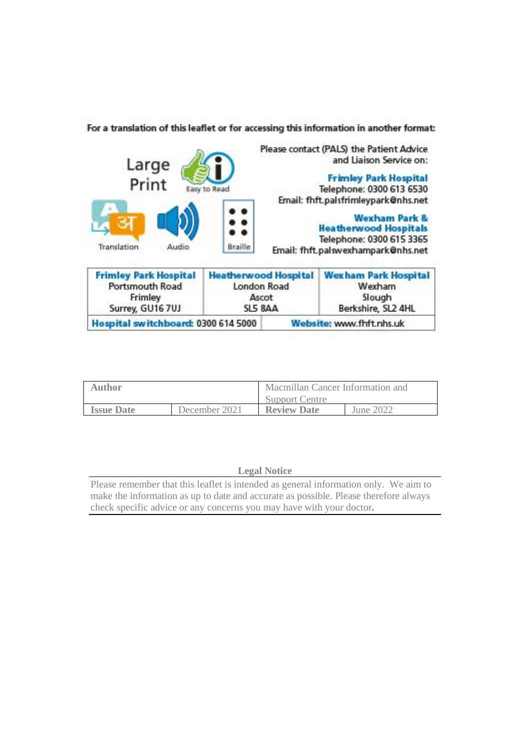For a translation of this leaflet or for accessing this information in another format:

Large Print

Easy to Read

Translation

Audio

Braille

Please contact (PALS) the Patient Advice and Liaison Service on:

**Frimley Park Hospital**
Telephone: 0300 613 6530
Email: fhft.palsfrimleypark@nhs.net

**Wexham Park & Heatherwood Hospitals**
Telephone: 0300 615 3365
Email: fhft.palswexhampark@nhs.net

| **Frimley Park Hospital** | **Heatherwood Hospital** | **Wexham Park Hospital** |
|---|---|---|
| Portsmouth Road<br>Frimley<br>Surrey, GU16 7UJ | London Road<br>Ascot<br>SL5 8AA | Wexham<br>Slough<br>Berkshire, SL2 4HL |

**Hospital switchboard:** 0300 614 5000 | **Website:** www.fhft.nhs.uk

| | | | |
|---|---|---|---|
| **Author** | | Macmillan Cancer Information and Support Centre | |
| **Issue Date** | December 2021 | **Review Date** | June 2022 |

**Legal Notice**

Please remember that this leaflet is intended as general information only. We aim to make the information as up to date and accurate as possible. Please therefore always check specific advice or any concerns you may have with your doctor.